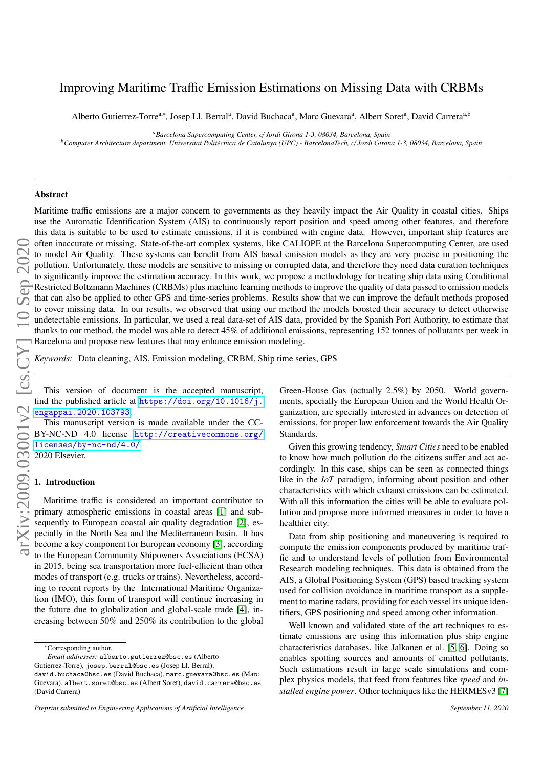# Improving Maritime Traffic Emission Estimations on Missing Data with CRBMs

Alberto Gutierrez-Torre[a,*], Josep Ll. Berral[a], David Buchaca[a], Marc Guevara[a], Albert Soret[a], David Carrera[a,b]

[a]*Barcelona Supercomputing Center, c/ Jordi Girona 1-3, 08034, Barcelona, Spain*

[b]*Computer Architecture department, Universitat Politècnica de Catalunya (UPC) - BarcelonaTech, c/ Jordi Girona 1-3, 08034, Barcelona, Spain*

## Abstract

Maritime traffic emissions are a major concern to governments as they heavily impact the Air Quality in coastal cities. Ships use the Automatic Identification System (AIS) to continuously report position and speed among other features, and therefore this data is suitable to be used to estimate emissions, if it is combined with engine data. However, important ship features are often inaccurate or missing. State-of-the-art complex systems, like CALIOPE at the Barcelona Supercomputing Center, are used to model Air Quality. These systems can benefit from AIS based emission models as they are very precise in positioning the pollution. Unfortunately, these models are sensitive to missing or corrupted data, and therefore they need data curation techniques to significantly improve the estimation accuracy. In this work, we propose a methodology for treating ship data using Conditional Restricted Boltzmann Machines (CRBMs) plus machine learning methods to improve the quality of data passed to emission models that can also be applied to other GPS and time-series problems. Results show that we can improve the default methods proposed to cover missing data. In our results, we observed that using our method the models boosted their accuracy to detect otherwise undetectable emissions. In particular, we used a real data-set of AIS data, provided by the Spanish Port Authority, to estimate that thanks to our method, the model was able to detect 45% of additional emissions, representing 152 tonnes of pollutants per week in Barcelona and propose new features that may enhance emission modeling.

*Keywords:* Data cleaning, AIS, Emission modeling, CRBM, Ship time series, GPS

This version of document is the accepted manuscript, find the published article at https://doi.org/10.1016/j.engappai.2020.103793

This manuscript version is made available under the CC-BY-NC-ND 4.0 license http://creativecommons.org/licenses/by-nc-nd/4.0/ 2020 Elsevier.

## 1. Introduction

Maritime traffic is considered an important contributor to primary atmospheric emissions in coastal areas [1] and subsequently to European coastal air quality degradation [2], especially in the North Sea and the Mediterranean basin. It has become a key component for European economy [3], according to the European Community Shipowners Associations (ECSA) in 2015, being sea transportation more fuel-efficient than other modes of transport (e.g. trucks or trains). Nevertheless, according to recent reports by the International Maritime Organization (IMO), this form of transport will continue increasing in the future due to globalization and global-scale trade [4], increasing between 50% and 250% its contribution to the global Green-House Gas (actually 2.5%) by 2050. World governments, specially the European Union and the World Health Organization, are specially interested in advances on detection of emissions, for proper law enforcement towards the Air Quality Standards.

Given this growing tendency, *Smart Cities* need to be enabled to know how much pollution do the citizens suffer and act accordingly. In this case, ships can be seen as connected things like in the *IoT* paradigm, informing about position and other characteristics with which exhaust emissions can be estimated. With all this information the cities will be able to evaluate pollution and propose more informed measures in order to have a healthier city.

Data from ship positioning and maneuvering is required to compute the emission components produced by maritime traffic and to understand levels of pollution from Environmental Research modeling techniques. This data is obtained from the AIS, a Global Positioning System (GPS) based tracking system used for collision avoidance in maritime transport as a supplement to marine radars, providing for each vessel its unique identifiers, GPS positioning and speed among other information.

Well known and validated state of the art techniques to estimate emissions are using this information plus ship engine characteristics databases, like Jalkanen et al. [5, 6]. Doing so enables spotting sources and amounts of emitted pollutants. Such estimations result in large scale simulations and complex physics models, that feed from features like *speed* and *installed engine power*. Other techniques like the HERMESv3 [7]

---

*Corresponding author.

*Email addresses:* alberto.gutierrez@bsc.es (Alberto Gutierrez-Torre), josep.berral@bsc.es (Josep Ll. Berral), david.buchaca@bsc.es (David Buchaca), marc.guevara@bsc.es (Marc Guevara), albert.soret@bsc.es (Albert Soret), david.carrera@bsc.es (David Carrera)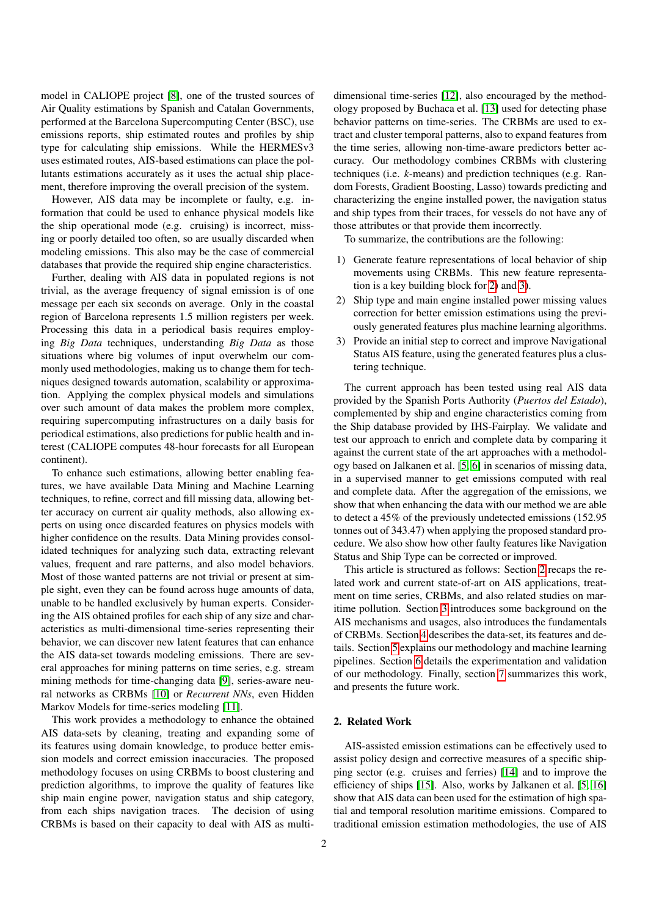model in CALIOPE project [8], one of the trusted sources of Air Quality estimations by Spanish and Catalan Governments, performed at the Barcelona Supercomputing Center (BSC), use emissions reports, ship estimated routes and profiles by ship type for calculating ship emissions. While the HERMESv3 uses estimated routes, AIS-based estimations can place the pollutants estimations accurately as it uses the actual ship placement, therefore improving the overall precision of the system.

However, AIS data may be incomplete or faulty, e.g. information that could be used to enhance physical models like the ship operational mode (e.g. cruising) is incorrect, missing or poorly detailed too often, so are usually discarded when modeling emissions. This also may be the case of commercial databases that provide the required ship engine characteristics.

Further, dealing with AIS data in populated regions is not trivial, as the average frequency of signal emission is of one message per each six seconds on average. Only in the coastal region of Barcelona represents 1.5 million registers per week. Processing this data in a periodical basis requires employing *Big Data* techniques, understanding *Big Data* as those situations where big volumes of input overwhelm our commonly used methodologies, making us to change them for techniques designed towards automation, scalability or approximation. Applying the complex physical models and simulations over such amount of data makes the problem more complex, requiring supercomputing infrastructures on a daily basis for periodical estimations, also predictions for public health and interest (CALIOPE computes 48-hour forecasts for all European continent).

To enhance such estimations, allowing better enabling features, we have available Data Mining and Machine Learning techniques, to refine, correct and fill missing data, allowing better accuracy on current air quality methods, also allowing experts on using once discarded features on physics models with higher confidence on the results. Data Mining provides consolidated techniques for analyzing such data, extracting relevant values, frequent and rare patterns, and also model behaviors. Most of those wanted patterns are not trivial or present at simple sight, even they can be found across huge amounts of data, unable to be handled exclusively by human experts. Considering the AIS obtained profiles for each ship of any size and characteristics as multi-dimensional time-series representing their behavior, we can discover new latent features that can enhance the AIS data-set towards modeling emissions. There are several approaches for mining patterns on time series, e.g. stream mining methods for time-changing data [9], series-aware neural networks as CRBMs [10] or *Recurrent NNs*, even Hidden Markov Models for time-series modeling [11].

This work provides a methodology to enhance the obtained AIS data-sets by cleaning, treating and expanding some of its features using domain knowledge, to produce better emission models and correct emission inaccuracies. The proposed methodology focuses on using CRBMs to boost clustering and prediction algorithms, to improve the quality of features like ship main engine power, navigation status and ship category, from each ships navigation traces. The decision of using CRBMs is based on their capacity to deal with AIS as multi-dimensional time-series [12], also encouraged by the methodology proposed by Buchaca et al. [13] used for detecting phase behavior patterns on time-series. The CRBMs are used to extract and cluster temporal patterns, also to expand features from the time series, allowing non-time-aware predictors better accuracy. Our methodology combines CRBMs with clustering techniques (i.e. *k*-means) and prediction techniques (e.g. Random Forests, Gradient Boosting, Lasso) towards predicting and characterizing the engine installed power, the navigation status and ship types from their traces, for vessels do not have any of those attributes or that provide them incorrectly.

To summarize, the contributions are the following:

1) Generate feature representations of local behavior of ship movements using CRBMs. This new feature representation is a key building block for 2) and 3).
2) Ship type and main engine installed power missing values correction for better emission estimations using the previously generated features plus machine learning algorithms.
3) Provide an initial step to correct and improve Navigational Status AIS feature, using the generated features plus a clustering technique.

The current approach has been tested using real AIS data provided by the Spanish Ports Authority (*Puertos del Estado*), complemented by ship and engine characteristics coming from the Ship database provided by IHS-Fairplay. We validate and test our approach to enrich and complete data by comparing it against the current state of the art approaches with a methodology based on Jalkanen et al. [5, 6] in scenarios of missing data, in a supervised manner to get emissions computed with real and complete data. After the aggregation of the emissions, we show that when enhancing the data with our method we are able to detect a 45% of the previously undetected emissions (152.95 tonnes out of 343.47) when applying the proposed standard procedure. We also show how other faulty features like Navigation Status and Ship Type can be corrected or improved.

This article is structured as follows: Section 2 recaps the related work and current state-of-art on AIS applications, treatment on time series, CRBMs, and also related studies on maritime pollution. Section 3 introduces some background on the AIS mechanisms and usages, also introduces the fundamentals of CRBMs. Section 4 describes the data-set, its features and details. Section 5 explains our methodology and machine learning pipelines. Section 6 details the experimentation and validation of our methodology. Finally, section 7 summarizes this work, and presents the future work.

## 2. Related Work

AIS-assisted emission estimations can be effectively used to assist policy design and corrective measures of a specific shipping sector (e.g. cruises and ferries) [14] and to improve the efficiency of ships [15]. Also, works by Jalkanen et al. [5, 16] show that AIS data can been used for the estimation of high spatial and temporal resolution maritime emissions. Compared to traditional emission estimation methodologies, the use of AIS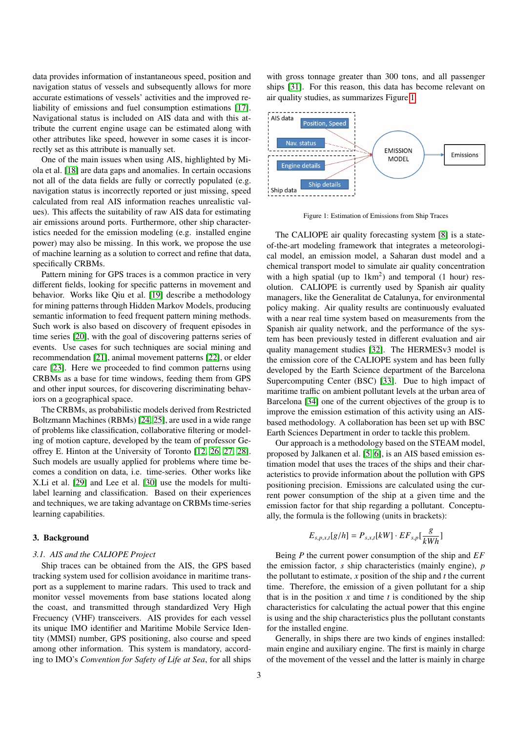data provides information of instantaneous speed, position and navigation status of vessels and subsequently allows for more accurate estimations of vessels' activities and the improved reliability of emissions and fuel consumption estimations [17]. Navigational status is included on AIS data and with this attribute the current engine usage can be estimated along with other attributes like speed, however in some cases it is incorrectly set as this attribute is manually set.

One of the main issues when using AIS, highlighted by Miola et al. [18] are data gaps and anomalies. In certain occasions not all of the data fields are fully or correctly populated (e.g. navigation status is incorrectly reported or just missing, speed calculated from real AIS information reaches unrealistic values). This affects the suitability of raw AIS data for estimating air emissions around ports. Furthermore, other ship characteristics needed for the emission modeling (e.g. installed engine power) may also be missing. In this work, we propose the use of machine learning as a solution to correct and refine that data, specifically CRBMs.

Pattern mining for GPS traces is a common practice in very different fields, looking for specific patterns in movement and behavior. Works like Qiu et al. [19] describe a methodology for mining patterns through Hidden Markov Models, producing semantic information to feed frequent pattern mining methods. Such work is also based on discovery of frequent episodes in time series [20], with the goal of discovering patterns series of events. Use cases for such techniques are social mining and recommendation [21], animal movement patterns [22], or elder care [23]. Here we proceeded to find common patterns using CRBMs as a base for time windows, feeding them from GPS and other input sources, for discovering discriminating behaviors on a geographical space.

The CRBMs, as probabilistic models derived from Restricted Boltzmann Machines (RBMs) [24, 25], are used in a wide range of problems like classification, collaborative filtering or modeling of motion capture, developed by the team of professor Geoffrey E. Hinton at the University of Toronto [12, 26, 27, 28]. Such models are usually applied for problems where time becomes a condition on data, i.e. time-series. Other works like X.Li et al. [29] and Lee et al. [30] use the models for multi-label learning and classification. Based on their experiences and techniques, we are taking advantage on CRBMs time-series learning capabilities.

## 3. Background

### 3.1. AIS and the CALIOPE Project

Ship traces can be obtained from the AIS, the GPS based tracking system used for collision avoidance in maritime transport as a supplement to marine radars. This used to track and monitor vessel movements from base stations located along the coast, and transmitted through standardized Very High Frecuency (VHF) transceivers. AIS provides for each vessel its unique IMO identifier and Maritime Mobile Service Identity (MMSI) number, GPS positioning, also course and speed among other information. This system is mandatory, according to IMO's *Convention for Safety of Life at Sea*, for all ships with gross tonnage greater than 300 tons, and all passenger ships [31]. For this reason, this data has become relevant on air quality studies, as summarizes Figure 1.

Figure 1: Estimation of Emissions from Ship Traces

The CALIOPE air quality forecasting system [8] is a state-of-the-art modeling framework that integrates a meteorological model, an emission model, a Saharan dust model and a chemical transport model to simulate air quality concentration with a high spatial (up to 1km$^2$) and temporal (1 hour) resolution. CALIOPE is currently used by Spanish air quality managers, like the Generalitat de Catalunya, for environmental policy making. Air quality results are continuously evaluated with a near real time system based on measurements from the Spanish air quality network, and the performance of the system has been previously tested in different evaluation and air quality management studies [32]. The HERMESv3 model is the emission core of the CALIOPE system and has been fully developed by the Earth Science department of the Barcelona Supercomputing Center (BSC) [33]. Due to high impact of maritime traffic on ambient pollutant levels at the urban area of Barcelona [34] one of the current objectives of the group is to improve the emission estimation of this activity using an AIS-based methodology. A collaboration has been set up with BSC Earth Sciences Department in order to tackle this problem.

Our approach is a methodology based on the STEAM model, proposed by Jalkanen et al. [5, 6], is an AIS based emission estimation model that uses the traces of the ships and their characteristics to provide information about the pollution with GPS positioning precision. Emissions are calculated using the current power consumption of the ship at a given time and the emission factor for that ship regarding a pollutant. Conceptually, the formula is the following (units in brackets):

$$E_{s,p,x,t}[g/h] = P_{s,x,t}[kW] \cdot EF_{s,p}[\frac{g}{kWh}]$$

Being $P$ the current power consumption of the ship and $EF$ the emission factor, $s$ ship characteristics (mainly engine), $p$ the pollutant to estimate, $x$ position of the ship and $t$ the current time. Therefore, the emission of a given pollutant for a ship that is in the position $x$ and time $t$ is conditioned by the ship characteristics for calculating the actual power that this engine is using and the ship characteristics plus the pollutant constants for the installed engine.

Generally, in ships there are two kinds of engines installed: main engine and auxiliary engine. The first is mainly in charge of the movement of the vessel and the latter is mainly in charge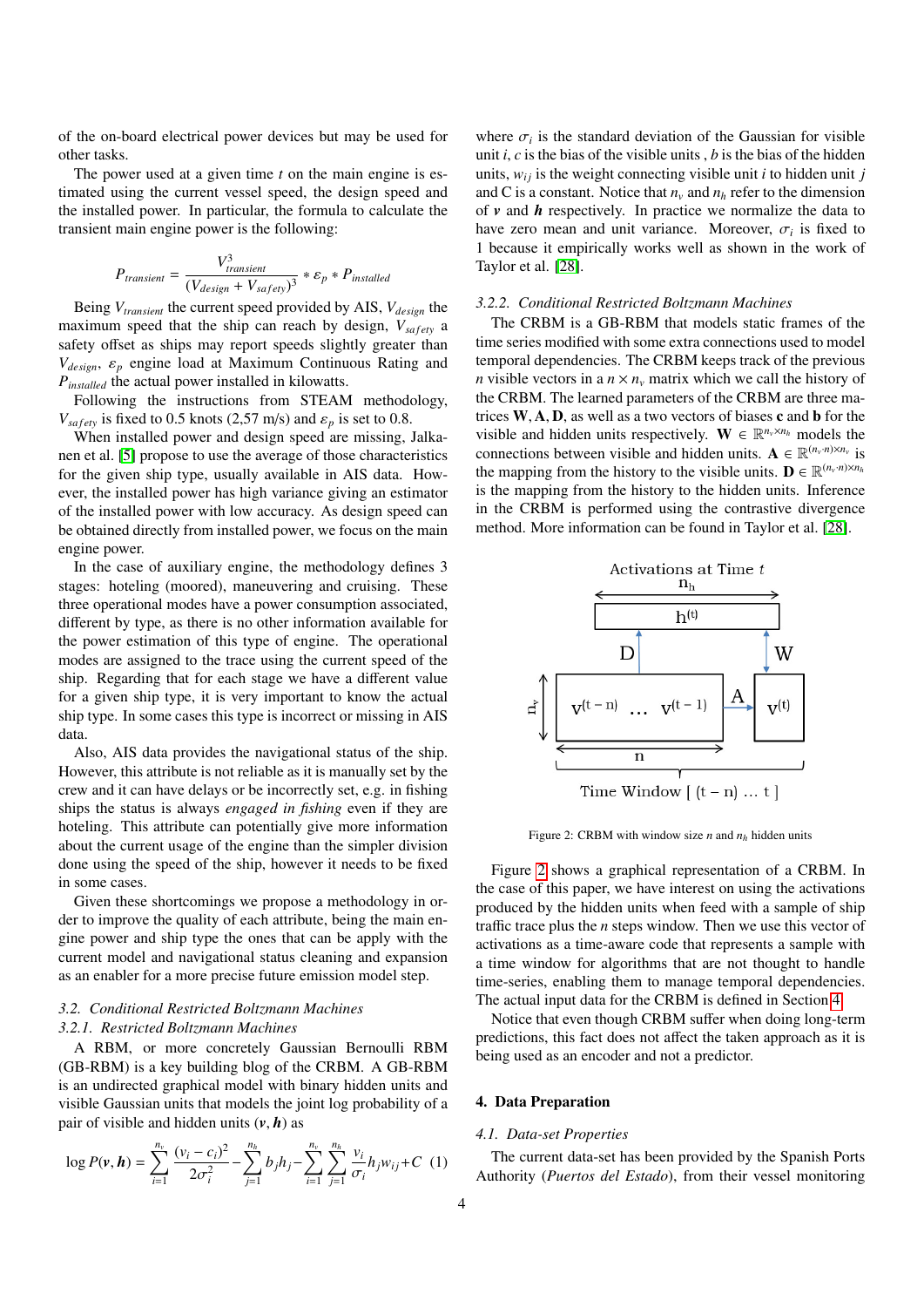of the on-board electrical power devices but may be used for other tasks.

The power used at a given time $t$ on the main engine is estimated using the current vessel speed, the design speed and the installed power. In particular, the formula to calculate the transient main engine power is the following:

$$P_{transient} = \frac{V_{transient}^3}{(V_{design} + V_{safety})^3} * \varepsilon_p * P_{installed}$$

Being $V_{transient}$ the current speed provided by AIS, $V_{design}$ the maximum speed that the ship can reach by design, $V_{safety}$ a safety offset as ships may report speeds slightly greater than $V_{design}$, $\varepsilon_p$ engine load at Maximum Continuous Rating and $P_{installed}$ the actual power installed in kilowatts.

Following the instructions from STEAM methodology, $V_{safety}$ is fixed to 0.5 knots (2,57 m/s) and $\varepsilon_p$ is set to 0.8.

When installed power and design speed are missing, Jalkanen et al. [5] propose to use the average of those characteristics for the given ship type, usually available in AIS data. However, the installed power has high variance giving an estimator of the installed power with low accuracy. As design speed can be obtained directly from installed power, we focus on the main engine power.

In the case of auxiliary engine, the methodology defines 3 stages: hoteling (moored), maneuvering and cruising. These three operational modes have a power consumption associated, different by type, as there is no other information available for the power estimation of this type of engine. The operational modes are assigned to the trace using the current speed of the ship. Regarding that for each stage we have a different value for a given ship type, it is very important to know the actual ship type. In some cases this type is incorrect or missing in AIS data.

Also, AIS data provides the navigational status of the ship. However, this attribute is not reliable as it is manually set by the crew and it can have delays or be incorrectly set, e.g. in fishing ships the status is always *engaged in fishing* even if they are hoteling. This attribute can potentially give more information about the current usage of the engine than the simpler division done using the speed of the ship, however it needs to be fixed in some cases.

Given these shortcomings we propose a methodology in order to improve the quality of each attribute, being the main engine power and ship type the ones that can be apply with the current model and navigational status cleaning and expansion as an enabler for a more precise future emission model step.

### 3.2. Conditional Restricted Boltzmann Machines

#### 3.2.1. Restricted Boltzmann Machines

A RBM, or more concretely Gaussian Bernoulli RBM (GB-RBM) is a key building blog of the CRBM. A GB-RBM is an undirected graphical model with binary hidden units and visible Gaussian units that models the joint log probability of a pair of visible and hidden units $(\boldsymbol{v}, \boldsymbol{h})$ as

$$\log P(\boldsymbol{v}, \boldsymbol{h}) = \sum_{i=1}^{n_v} \frac{(v_i - c_i)^2}{2\sigma_i^2} - \sum_{j=1}^{n_h} b_j h_j - \sum_{i=1}^{n_v} \sum_{j=1}^{n_h} \frac{v_i}{\sigma_i} h_j w_{ij} + C \quad (1)$$

where $\sigma_i$ is the standard deviation of the Gaussian for visible unit $i$, $c$ is the bias of the visible units , $b$ is the bias of the hidden units, $w_{ij}$ is the weight connecting visible unit $i$ to hidden unit $j$ and C is a constant. Notice that $n_v$ and $n_h$ refer to the dimension of $\boldsymbol{v}$ and $\boldsymbol{h}$ respectively. In practice we normalize the data to have zero mean and unit variance. Moreover, $\sigma_i$ is fixed to 1 because it empirically works well as shown in the work of Taylor et al. [28].

#### 3.2.2. Conditional Restricted Boltzmann Machines

The CRBM is a GB-RBM that models static frames of the time series modified with some extra connections used to model temporal dependencies. The CRBM keeps track of the previous $n$ visible vectors in a $n \times n_v$ matrix which we call the history of the CRBM. The learned parameters of the CRBM are three matrices $\mathbf{W}, \mathbf{A}, \mathbf{D}$, as well as a two vectors of biases $\mathbf{c}$ and $\mathbf{b}$ for the visible and hidden units respectively. $\mathbf{W} \in \mathbb{R}^{n_v \times n_h}$ models the connections between visible and hidden units. $\mathbf{A} \in \mathbb{R}^{(n_v \cdot n) \times n_v}$ is the mapping from the history to the visible units. $\mathbf{D} \in \mathbb{R}^{(n_v \cdot n) \times n_h}$ is the mapping from the history to the hidden units. Inference in the CRBM is performed using the contrastive divergence method. More information can be found in Taylor et al. [28].

Figure 2: CRBM with window size $n$ and $n_h$ hidden units

Figure 2 shows a graphical representation of a CRBM. In the case of this paper, we have interest on using the activations produced by the hidden units when fed with a sample of ship traffic trace plus the $n$ steps window. Then we use this vector of activations as a time-aware code that represents a sample with a time window for algorithms that are not thought to handle time-series, enabling them to manage temporal dependencies. The actual input data for the CRBM is defined in Section 4.

Notice that even though CRBM suffer when doing long-term predictions, this fact does not affect the taken approach as it is being used as an encoder and not a predictor.

## 4. Data Preparation

### 4.1. Data-set Properties

The current data-set has been provided by the Spanish Ports Authority (*Puertos del Estado*), from their vessel monitoring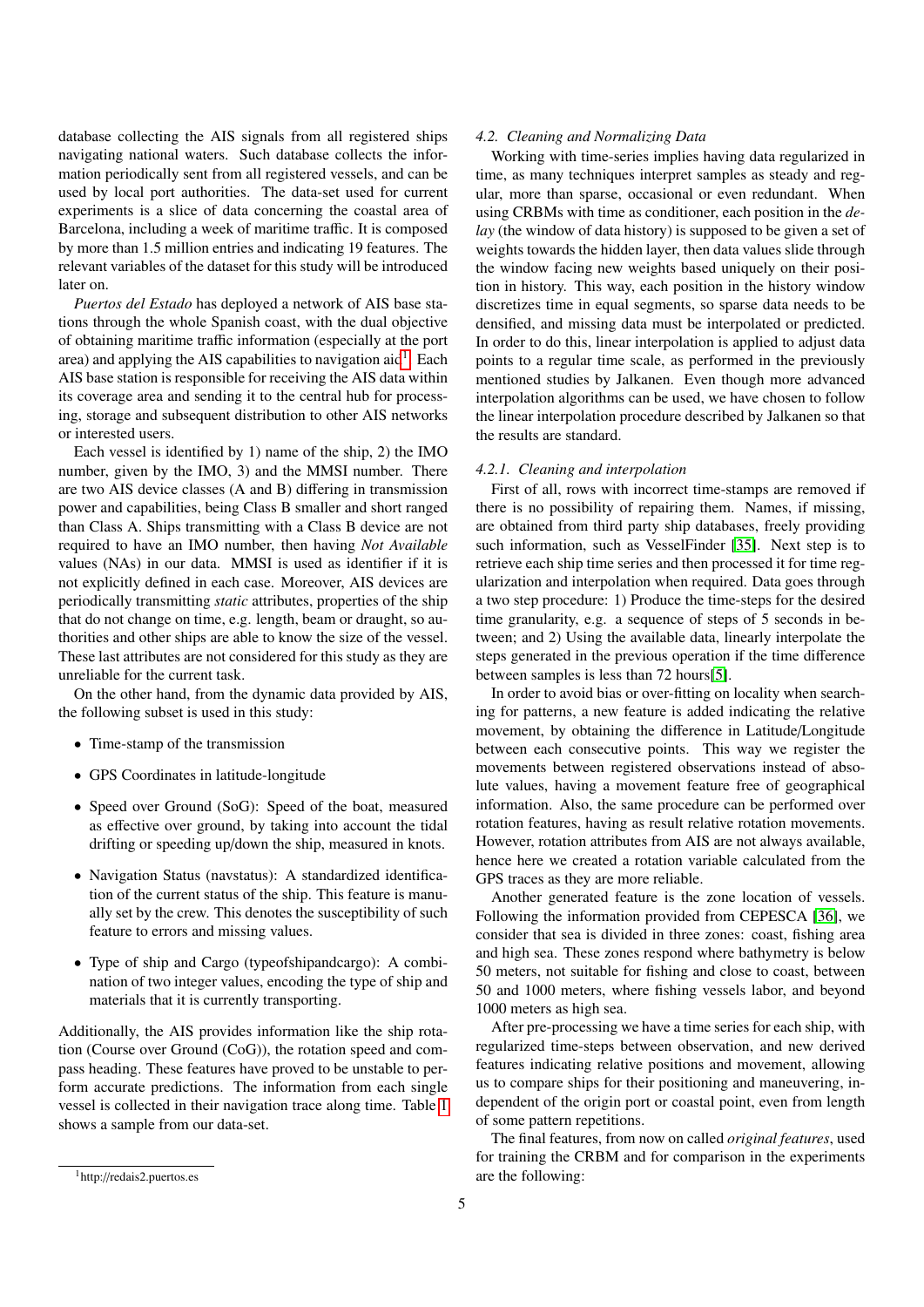database collecting the AIS signals from all registered ships navigating national waters. Such database collects the information periodically sent from all registered vessels, and can be used by local port authorities. The data-set used for current experiments is a slice of data concerning the coastal area of Barcelona, including a week of maritime traffic. It is composed by more than 1.5 million entries and indicating 19 features. The relevant variables of the dataset for this study will be introduced later on.

*Puertos del Estado* has deployed a network of AIS base stations through the whole Spanish coast, with the dual objective of obtaining maritime traffic information (especially at the port area) and applying the AIS capabilities to navigation aid[1]. Each AIS base station is responsible for receiving the AIS data within its coverage area and sending it to the central hub for processing, storage and subsequent distribution to other AIS networks or interested users.

Each vessel is identified by 1) name of the ship, 2) the IMO number, given by the IMO, 3) and the MMSI number. There are two AIS device classes (A and B) differing in transmission power and capabilities, being Class B smaller and short ranged than Class A. Ships transmitting with a Class B device are not required to have an IMO number, then having *Not Available* values (NAs) in our data. MMSI is used as identifier if it is not explicitly defined in each case. Moreover, AIS devices are periodically transmitting *static* attributes, properties of the ship that do not change on time, e.g. length, beam or draught, so authorities and other ships are able to know the size of the vessel. These last attributes are not considered for this study as they are unreliable for the current task.

On the other hand, from the dynamic data provided by AIS, the following subset is used in this study:

- Time-stamp of the transmission
- GPS Coordinates in latitude-longitude
- Speed over Ground (SoG): Speed of the boat, measured as effective over ground, by taking into account the tidal drifting or speeding up/down the ship, measured in knots.
- Navigation Status (navstatus): A standardized identification of the current status of the ship. This feature is manually set by the crew. This denotes the susceptibility of such feature to errors and missing values.
- Type of ship and Cargo (typeofshipandcargo): A combination of two integer values, encoding the type of ship and materials that it is currently transporting.

Additionally, the AIS provides information like the ship rotation (Course over Ground (CoG)), the rotation speed and compass heading. These features have proved to be unstable to perform accurate predictions. The information from each single vessel is collected in their navigation trace along time. Table 1 shows a sample from our data-set.

[1] http://redais2.puertos.es

### 4.2. Cleaning and Normalizing Data

Working with time-series implies having data regularized in time, as many techniques interpret samples as steady and regular, more than sparse, occasional or even redundant. When using CRBMs with time as conditioner, each position in the *delay* (the window of data history) is supposed to be given a set of weights towards the hidden layer, then data values slide through the window facing new weights based uniquely on their position in history. This way, each position in the history window discretizes time in equal segments, so sparse data needs to be densified, and missing data must be interpolated or predicted. In order to do this, linear interpolation is applied to adjust data points to a regular time scale, as performed in the previously mentioned studies by Jalkanen. Even though more advanced interpolation algorithms can be used, we have chosen to follow the linear interpolation procedure described by Jalkanen so that the results are standard.

#### 4.2.1. Cleaning and interpolation

First of all, rows with incorrect time-stamps are removed if there is no possibility of repairing them. Names, if missing, are obtained from third party ship databases, freely providing such information, such as VesselFinder [35]. Next step is to retrieve each ship time series and then processed it for time regularization and interpolation when required. Data goes through a two step procedure: 1) Produce the time-steps for the desired time granularity, e.g. a sequence of steps of 5 seconds in between; and 2) Using the available data, linearly interpolate the steps generated in the previous operation if the time difference between samples is less than 72 hours[5].

In order to avoid bias or over-fitting on locality when searching for patterns, a new feature is added indicating the relative movement, by obtaining the difference in Latitude/Longitude between each consecutive points. This way we register the movements between registered observations instead of absolute values, having a movement feature free of geographical information. Also, the same procedure can be performed over rotation features, having as result relative rotation movements. However, rotation attributes from AIS are not always available, hence here we created a rotation variable calculated from the GPS traces as they are more reliable.

Another generated feature is the zone location of vessels. Following the information provided from CEPESCA [36], we consider that sea is divided in three zones: coast, fishing area and high sea. These zones respond where bathymetry is below 50 meters, not suitable for fishing and close to coast, between 50 and 1000 meters, where fishing vessels labor, and beyond 1000 meters as high sea.

After pre-processing we have a time series for each ship, with regularized time-steps between observation, and new derived features indicating relative positions and movement, allowing us to compare ships for their positioning and maneuvering, independent of the origin port or coastal point, even from length of some pattern repetitions.

The final features, from now on called *original features*, used for training the CRBM and for comparison in the experiments are the following: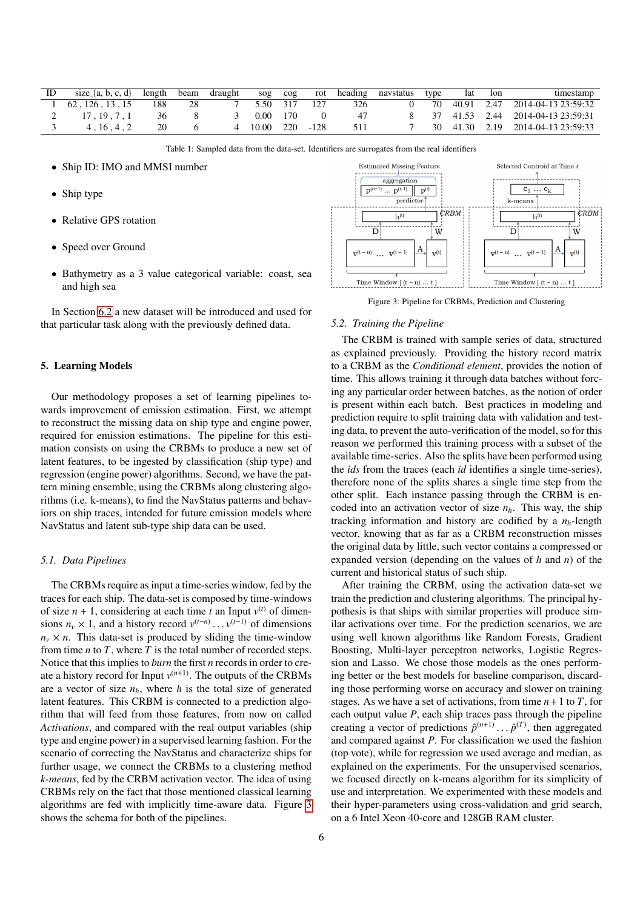| ID | size_{a, b, c, d} | length | beam | draught | sog | cog | rot | heading | navstatus | type | lat | lon | timestamp |
|---|---|---|---|---|---|---|---|---|---|---|---|---|---|
| 1 | 62 , 126 , 13 , 15 | 188 | 28 | 7 | 5.50 | 317 | 127 | 326 | 0 | 70 | 40.91 | 2.47 | 2014-04-13 23:59:32 |
| 2 | 17 , 19 , 7 , 1 | 36 | 8 | 3 | 0.00 | 170 | 0 | 47 | 8 | 37 | 41.53 | 2.44 | 2014-04-13 23:59:31 |
| 3 | 4 , 16 , 4 , 2 | 20 | 6 | 4 | 10.00 | 220 | -128 | 511 | 7 | 30 | 41.30 | 2.19 | 2014-04-13 23:59:33 |

Table 1: Sampled data from the data-set. Identifiers are surrogates from the real identifiers

- Ship ID: IMO and MMSI number
- Ship type
- Relative GPS rotation
- Speed over Ground
- Bathymetry as a 3 value categorical variable: coast, sea and high sea

In Section 6.2 a new dataset will be introduced and used for that particular task along with the previously defined data.

## 5. Learning Models

Our methodology proposes a set of learning pipelines towards improvement of emission estimation. First, we attempt to reconstruct the missing data on ship type and engine power, required for emission estimations. The pipeline for this estimation consists on using the CRBMs to produce a new set of latent features, to be ingested by classification (ship type) and regression (engine power) algorithms. Second, we have the pattern mining ensemble, using the CRBMs along clustering algorithms (i.e. k-means), to find the NavStatus patterns and behaviors on ship traces, intended for future emission models where NavStatus and latent sub-type ship data can be used.

### 5.1. Data Pipelines

The CRBMs require as input a time-series window, fed by the traces for each ship. The data-set is composed by time-windows of size $n+1$, considering at each time $t$ an Input $v^{(t)}$ of dimensions $n_v \times 1$, and a history record $v^{(t-n)} \dots v^{(t-1)}$ of dimensions $n_v \times n$. This data-set is produced by sliding the time-window from time $n$ to $T$, where $T$ is the total number of recorded steps. Notice that this implies to *burn* the first $n$ records in order to create a history record for Input $v^{(n+1)}$. The outputs of the CRBMs are a vector of size $n_h$, where $h$ is the total size of generated latent features. This CRBM is connected to a prediction algorithm that will feed from those features, from now on called *Activations*, and compared with the real output variables (ship type and engine power) in a supervised learning fashion. For the scenario of correcting the NavStatus and characterize ships for further usage, we connect the CRBMs to a clustering method *k-means*, fed by the CRBM activation vector. The idea of using CRBMs rely on the fact that those mentioned classical learning algorithms are fed with implicitly time-aware data. Figure 3 shows the schema for both of the pipelines.

Figure 3: Pipeline for CRBMs, Prediction and Clustering

### 5.2. Training the Pipeline

The CRBM is trained with sample series of data, structured as explained previously. Providing the history record matrix to a CRBM as the *Conditional element*, provides the notion of time. This allows training it through data batches without forcing any particular order between batches, as the notion of order is present within each batch. Best practices in modeling and prediction require to split training data with validation and testing data, to prevent the auto-verification of the model, so for this reason we performed this training process with a subset of the available time-series. Also the splits have been performed using the *ids* from the traces (each *id* identifies a single time-series), therefore none of the splits shares a single time step from the other split. Each instance passing through the CRBM is encoded into an activation vector of size $n_h$. This way, the ship tracking information and history are codified by a $n_h$-length vector, knowing that as far as a CRBM reconstruction misses the original data by little, such vector contains a compressed or expanded version (depending on the values of $h$ and $n$) of the current and historical status of such ship.

After training the CRBM, using the activation data-set we train the prediction and clustering algorithms. The principal hypothesis is that ships with similar properties will produce similar activations over time. For the prediction scenarios, we are using well known algorithms like Random Forests, Gradient Boosting, Multi-layer perceptron networks, Logistic Regression and Lasso. We chose those models as the ones performing better or the best models for baseline comparison, discarding those performing worse on accuracy and slower on training stages. As we have a set of activations, from time $n+1$ to $T$, for each output value $P$, each ship traces pass through the pipeline creating a vector of predictions $\hat{p}^{(n+1)} \dots \hat{p}^{(T)}$, then aggregated and compared against $P$. For classification we used the fashion (top vote), while for regression we used average and median, as explained on the experiments. For the unsupervised scenarios, we focused directly on k-means algorithm for its simplicity of use and interpretation. We experimented with these models and their hyper-parameters using cross-validation and grid search, on a 6 Intel Xeon 40-core and 128GB RAM cluster.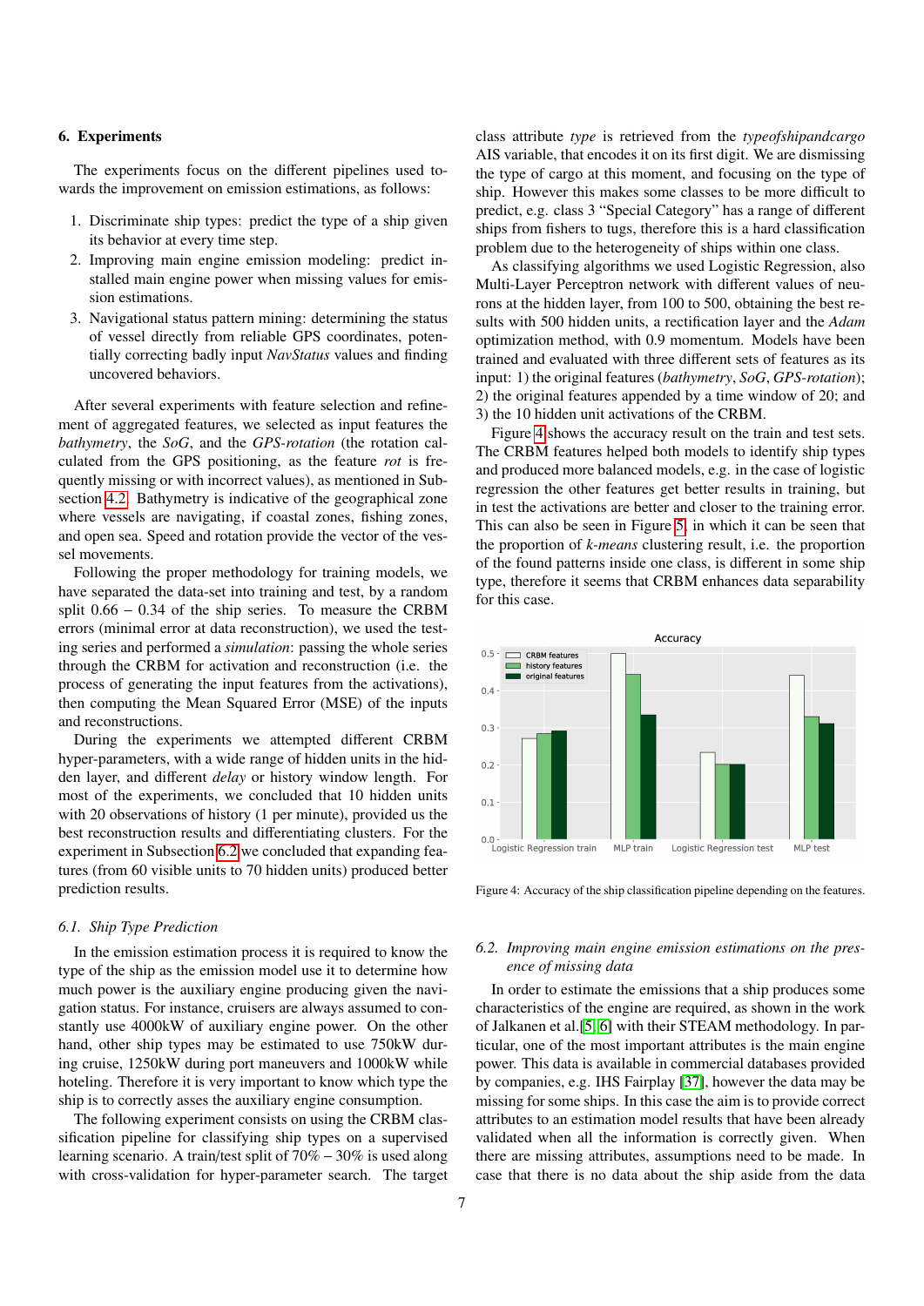## 6. Experiments

The experiments focus on the different pipelines used towards the improvement on emission estimations, as follows:

1. Discriminate ship types: predict the type of a ship given its behavior at every time step.
2. Improving main engine emission modeling: predict installed main engine power when missing values for emission estimations.
3. Navigational status pattern mining: determining the status of vessel directly from reliable GPS coordinates, potentially correcting badly input *NavStatus* values and finding uncovered behaviors.

After several experiments with feature selection and refinement of aggregated features, we selected as input features the *bathymetry*, the *SoG*, and the *GPS-rotation* (the rotation calculated from the GPS positioning, as the feature *rot* is frequently missing or with incorrect values), as mentioned in Subsection 4.2. Bathymetry is indicative of the geographical zone where vessels are navigating, if coastal zones, fishing zones, and open sea. Speed and rotation provide the vector of the vessel movements.

Following the proper methodology for training models, we have separated the data-set into training and test, by a random split $0.66 - 0.34$ of the ship series. To measure the CRBM errors (minimal error at data reconstruction), we used the testing series and performed a *simulation*: passing the whole series through the CRBM for activation and reconstruction (i.e. the process of generating the input features from the activations), then computing the Mean Squared Error (MSE) of the inputs and reconstructions.

During the experiments we attempted different CRBM hyper-parameters, with a wide range of hidden units in the hidden layer, and different *delay* or history window length. For most of the experiments, we concluded that 10 hidden units with 20 observations of history (1 per minute), provided us the best reconstruction results and differentiating clusters. For the experiment in Subsection 6.2 we concluded that expanding features (from 60 visible units to 70 hidden units) produced better prediction results.

### 6.1. Ship Type Prediction

In the emission estimation process it is required to know the type of the ship as the emission model use it to determine how much power is the auxiliary engine producing given the navigation status. For instance, cruisers are always assumed to constantly use 4000kW of auxiliary engine power. On the other hand, other ship types may be estimated to use 750kW during cruise, 1250kW during port maneuvers and 1000kW while hoteling. Therefore it is very important to know which type the ship is to correctly asses the auxiliary engine consumption.

The following experiment consists on using the CRBM classification pipeline for classifying ship types on a supervised learning scenario. A train/test split of $70\% - 30\%$ is used along with cross-validation for hyper-parameter search. The target class attribute *type* is retrieved from the *typeofshipandcargo* AIS variable, that encodes it on its first digit. We are dismissing the type of cargo at this moment, and focusing on the type of ship. However this makes some classes to be more difficult to predict, e.g. class 3 "Special Category" has a range of different ships from fishers to tugs, therefore this is a hard classification problem due to the heterogeneity of ships within one class.

As classifying algorithms we used Logistic Regression, also Multi-Layer Perceptron network with different values of neurons at the hidden layer, from 100 to 500, obtaining the best results with 500 hidden units, a rectification layer and the *Adam* optimization method, with 0.9 momentum. Models have been trained and evaluated with three different sets of features as its input: 1) the original features (*bathymetry*, *SoG*, *GPS-rotation*); 2) the original features appended by a time window of 20; and 3) the 10 hidden unit activations of the CRBM.

Figure 4 shows the accuracy result on the train and test sets. The CRBM features helped both models to identify ship types and produced more balanced models, e.g. in the case of logistic regression the other features get better results in training, but in test the activations are better and closer to the training error. This can also be seen in Figure 5, in which it can be seen that the proportion of *k-means* clustering result, i.e. the proportion of the found patterns inside one class, is different in some ship type, therefore it seems that CRBM enhances data separability for this case.

Figure 4: Accuracy of the ship classification pipeline depending on the features.

### 6.2. Improving main engine emission estimations on the presence of missing data

In order to estimate the emissions that a ship produces some characteristics of the engine are required, as shown in the work of Jalkanen et al.[5, 6] with their STEAM methodology. In particular, one of the most important attributes is the main engine power. This data is available in commercial databases provided by companies, e.g. IHS Fairplay [37], however the data may be missing for some ships. In this case the aim is to provide correct attributes to an estimation model results that have been already validated when all the information is correctly given. When there are missing attributes, assumptions need to be made. In case that there is no data about the ship aside from the data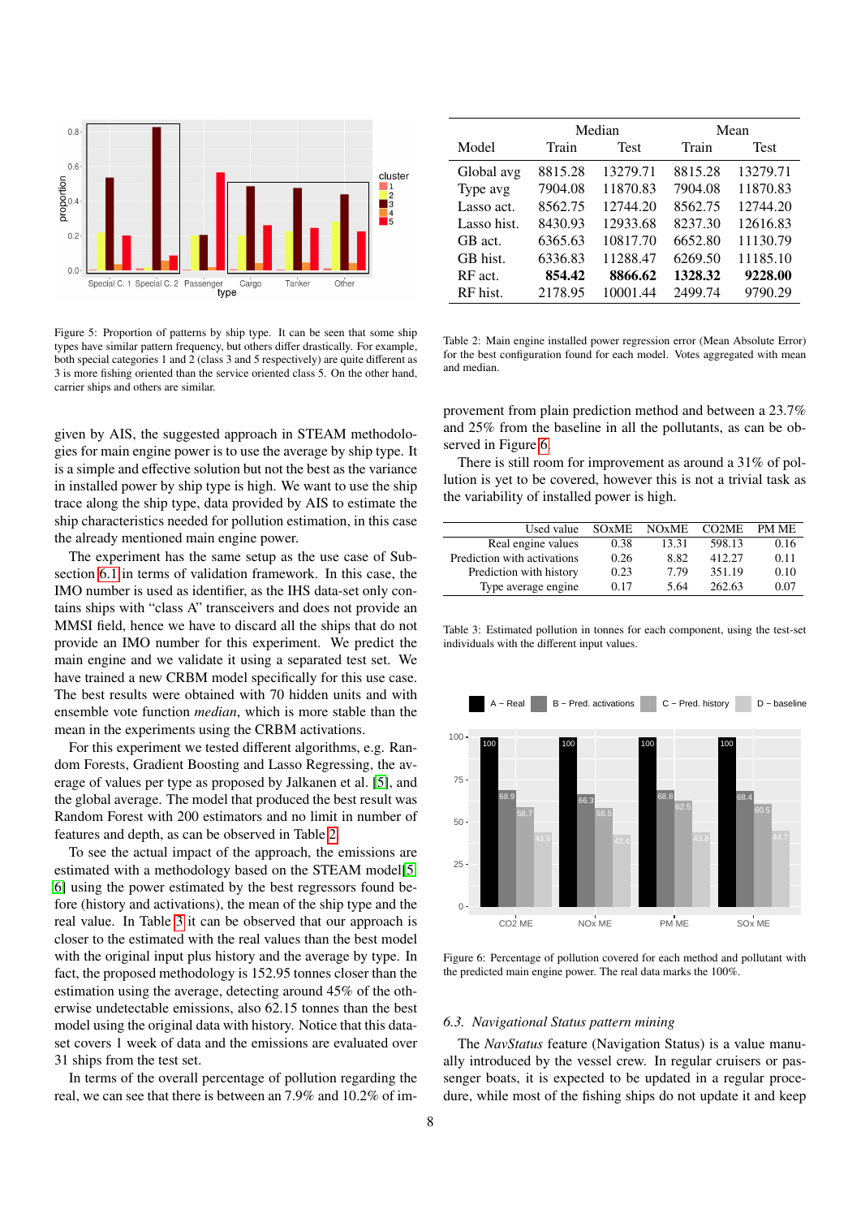Figure 5: Proportion of patterns by ship type. It can be seen that some ship types have similar pattern frequency, but others differ drastically. For example, both special categories 1 and 2 (class 3 and 5 respectively) are quite different as 3 is more fishing oriented than the service oriented class 5. On the other hand, carrier ships and others are similar.

given by AIS, the suggested approach in STEAM methodologies for main engine power is to use the average by ship type. It is a simple and effective solution but not the best as the variance in installed power by ship type is high. We want to use the ship trace along the ship type, data provided by AIS to estimate the ship characteristics needed for pollution estimation, in this case the already mentioned main engine power.

The experiment has the same setup as the use case of Subsection 6.1 in terms of validation framework. In this case, the IMO number is used as identifier, as the IHS data-set only contains ships with "class A" transceivers and does not provide an MMSI field, hence we have to discard all the ships that do not provide an IMO number for this experiment. We predict the main engine and we validate it using a separated test set. We have trained a new CRBM model specifically for this use case. The best results were obtained with 70 hidden units and with ensemble vote function *median*, which is more stable than the mean in the experiments using the CRBM activations.

For this experiment we tested different algorithms, e.g. Random Forests, Gradient Boosting and Lasso Regressing, the average of values per type as proposed by Jalkanen et al. [5], and the global average. The model that produced the best result was Random Forest with 200 estimators and no limit in number of features and depth, as can be observed in Table 2.

To see the actual impact of the approach, the emissions are estimated with a methodology based on the STEAM model[5] [6] using the power estimated by the best regressors found before (history and activations), the mean of the ship type and the real value. In Table 3 it can be observed that our approach is closer to the estimated with the real values than the best model with the original input plus history and the average by type. In fact, the proposed methodology is 152.95 tonnes closer than the estimation using the average, detecting around 45% of the otherwise undetectable emissions, also 62.15 tonnes than the best model using the original data with history. Notice that this dataset covers 1 week of data and the emissions are evaluated over 31 ships from the test set.

In terms of the overall percentage of pollution regarding the real, we can see that there is between an 7.9% and 10.2% of improvement from plain prediction method and between a 23.7% and 25% from the baseline in all the pollutants, as can be observed in Figure 6.

There is still room for improvement as around a 31% of pollution is yet to be covered, however this is not a trivial task as the variability of installed power is high.

| Model | Median | | Mean | |
|---|---|---|---|---|
| | Train | Test | Train | Test |
| Global avg | 8815.28 | 13279.71 | 8815.28 | 13279.71 |
| Type avg | 7904.08 | 11870.83 | 7904.08 | 11870.83 |
| Lasso act. | 8562.75 | 12744.20 | 8562.75 | 12744.20 |
| Lasso hist. | 8430.93 | 12933.68 | 8237.30 | 12616.83 |
| GB act. | 6365.63 | 10817.70 | 6652.80 | 11130.79 |
| GB hist. | 6336.83 | 11288.47 | 6269.50 | 11185.10 |
| RF act. | **854.42** | **8866.62** | **1328.32** | **9228.00** |
| RF hist. | 2178.95 | 10001.44 | 2499.74 | 9790.29 |

Table 2: Main engine installed power regression error (Mean Absolute Error) for the best configuration found for each model. Votes aggregated with mean and median.

| Used value | SOxME | NOxME | CO2ME | PM ME |
|---|---|---|---|---|
| Real engine values | 0.38 | 13.31 | 598.13 | 0.16 |
| Prediction with activations | 0.26 | 8.82 | 412.27 | 0.11 |
| Prediction with history | 0.23 | 7.79 | 351.19 | 0.10 |
| Type average engine | 0.17 | 5.64 | 262.63 | 0.07 |

Table 3: Estimated pollution in tonnes for each component, using the test-set individuals with the different input values.

Figure 6: Percentage of pollution covered for each method and pollutant with the predicted main engine power. The real data marks the 100%.

### 6.3. Navigational Status pattern mining

The *NavStatus* feature (Navigation Status) is a value manually introduced by the vessel crew. In regular cruisers or passenger boats, it is expected to be updated in a regular procedure, while most of the fishing ships do not update it and keep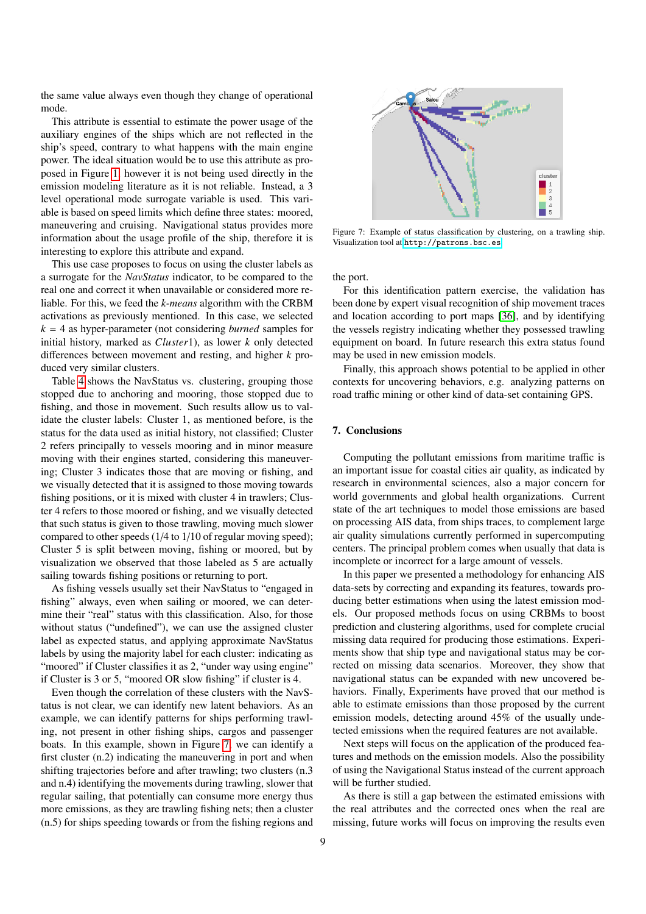the same value always even though they change of operational mode.

This attribute is essential to estimate the power usage of the auxiliary engines of the ships which are not reflected in the ship's speed, contrary to what happens with the main engine power. The ideal situation would be to use this attribute as proposed in Figure 1, however it is not being used directly in the emission modeling literature as it is not reliable. Instead, a 3 level operational mode surrogate variable is used. This variable is based on speed limits which define three states: moored, maneuvering and cruising. Navigational status provides more information about the usage profile of the ship, therefore it is interesting to explore this attribute and expand.

This use case proposes to focus on using the cluster labels as a surrogate for the *NavStatus* indicator, to be compared to the real one and correct it when unavailable or considered more reliable. For this, we feed the *k-means* algorithm with the CRBM activations as previously mentioned. In this case, we selected $k = 4$ as hyper-parameter (not considering *burned* samples for initial history, marked as *Cluster*1), as lower $k$ only detected differences between movement and resting, and higher $k$ produced very similar clusters.

Table 4 shows the NavStatus vs. clustering, grouping those stopped due to anchoring and mooring, those stopped due to fishing, and those in movement. Such results allow us to validate the cluster labels: Cluster 1, as mentioned before, is the status for the data used as initial history, not classified; Cluster 2 refers principally to vessels mooring and in minor maneuvering moving with their engines started, considering this maneuvering; Cluster 3 indicates those that are moving or fishing, and we visually detected that it is assigned to those moving towards fishing positions, or it is mixed with cluster 4 in trawlers; Cluster 4 refers to those moored or fishing, and we visually detected that such status is given to those trawling, moving much slower compared to other speeds (1/4 to 1/10 of regular moving speed); Cluster 5 is split between moving, fishing or moored, but by visualization we observed that those labeled as 5 are actually sailing towards fishing positions or returning to port.

As fishing vessels usually set their NavStatus to "engaged in fishing" always, even when sailing or moored, we can determine their "real" status with this classification. Also, for those without status ("undefined"), we can use the assigned cluster label as expected status, and applying approximate NavStatus labels by using the majority label for each cluster: indicating as "moored" if Cluster classifies it as 2, "under way using engine" if Cluster is 3 or 5, "moored OR slow fishing" if cluster is 4.

Even though the correlation of these clusters with the NavStatus is not clear, we can identify new latent behaviors. As an example, we can identify patterns for ships performing trawling, not present in other fishing ships, cargos and passenger boats. In this example, shown in Figure 7, we can identify a first cluster (n.2) indicating the maneuvering in port and when shifting trajectories before and after trawling; two clusters (n.3 and n.4) identifying the movements during trawling, slower that regular sailing, that potentially can consume more energy thus more emissions, as they are trawling fishing nets; then a cluster (n.5) for ships speeding towards or from the fishing regions and the port.

Figure 7: Example of status classification by clustering, on a trawling ship. Visualization tool at http://patrons.bsc.es

For this identification pattern exercise, the validation has been done by expert visual recognition of ship movement traces and location according to port maps [36], and by identifying the vessels registry indicating whether they possessed trawling equipment on board. In future research this extra status found may be used in new emission models.

Finally, this approach shows potential to be applied in other contexts for uncovering behaviors, e.g. analyzing patterns on road traffic mining or other kind of data-set containing GPS.

## 7. Conclusions

Computing the pollutant emissions from maritime traffic is an important issue for coastal cities air quality, as indicated by research in environmental sciences, also a major concern for world governments and global health organizations. Current state of the art techniques to model those emissions are based on processing AIS data, from ships traces, to complement large air quality simulations currently performed in supercomputing centers. The principal problem comes when usually that data is incomplete or incorrect for a large amount of vessels.

In this paper we presented a methodology for enhancing AIS data-sets by correcting and expanding its features, towards producing better estimations when using the latest emission models. Our proposed methods focus on using CRBMs to boost prediction and clustering algorithms, used for complete crucial missing data required for producing those estimations. Experiments show that ship type and navigational status may be corrected on missing data scenarios. Moreover, they show that navigational status can be expanded with new uncovered behaviors. Finally, Experiments have proved that our method is able to estimate emissions than those proposed by the current emission models, detecting around 45% of the usually undetected emissions when the required features are not available.

Next steps will focus on the application of the produced features and methods on the emission models. Also the possibility of using the Navigational Status instead of the current approach will be further studied.

As there is still a gap between the estimated emissions with the real attributes and the corrected ones when the real are missing, future works will focus on improving the results even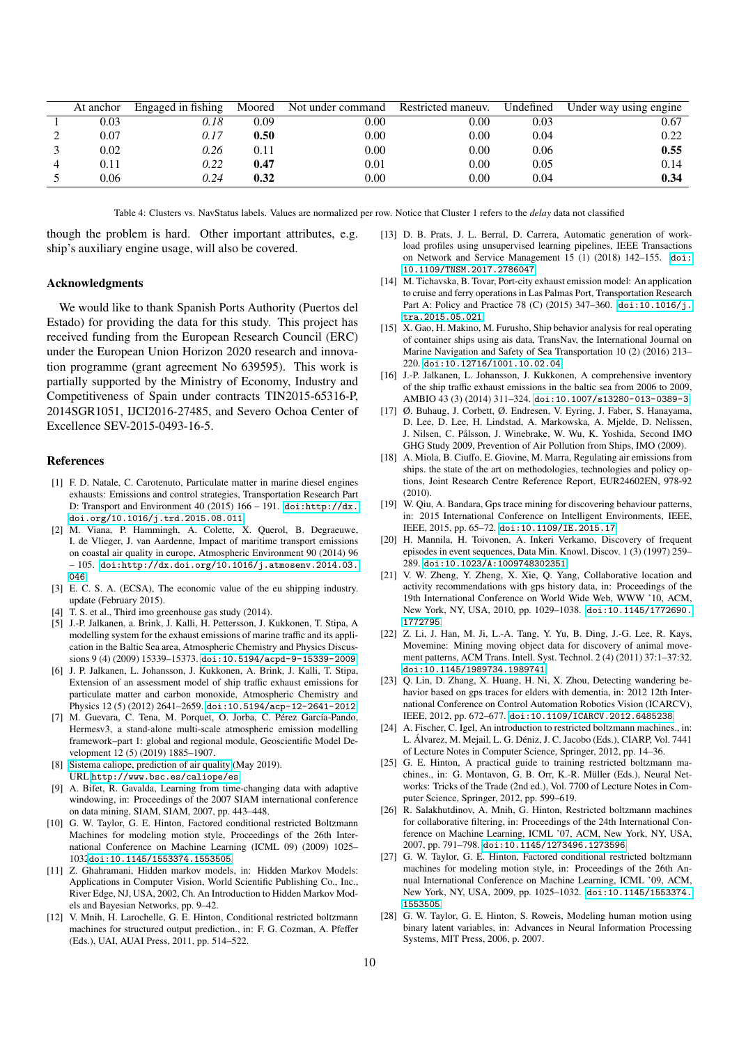|   | At anchor | Engaged in fishing | Moored | Not under command | Restricted maneuv. | Undefined | Under way using engine |
|---|---|---|---|---|---|---|---|
| 1 | 0.03 | *0.18* | 0.09 | 0.00 | 0.00 | 0.03 | 0.67 |
| 2 | 0.07 | *0.17* | **0.50** | 0.00 | 0.00 | 0.04 | 0.22 |
| 3 | 0.02 | *0.26* | 0.11 | 0.00 | 0.00 | 0.06 | **0.55** |
| 4 | 0.11 | *0.22* | **0.47** | 0.01 | 0.00 | 0.05 | 0.14 |
| 5 | 0.06 | *0.24* | **0.32** | 0.00 | 0.00 | 0.04 | **0.34** |

Table 4: Clusters vs. NavStatus labels. Values are normalized per row. Notice that Cluster 1 refers to the *delay* data not classified

though the problem is hard. Other important attributes, e.g. ship's auxiliary engine usage, will also be covered.

## Acknowledgments

We would like to thank Spanish Ports Authority (Puertos del Estado) for providing the data for this study. This project has received funding from the European Research Council (ERC) under the European Union Horizon 2020 research and innovation programme (grant agreement No 639595). This work is partially supported by the Ministry of Economy, Industry and Competitiveness of Spain under contracts TIN2015-65316-P, 2014SGR1051, IJCI2016-27485, and Severo Ochoa Center of Excellence SEV-2015-0493-16-5.

## References

[1] F. D. Natale, C. Carotenuto, Particulate matter in marine diesel engines exhausts: Emissions and control strategies, Transportation Research Part D: Transport and Environment 40 (2015) 166 – 191. doi:http://dx.doi.org/10.1016/j.trd.2015.08.011.

[2] M. Viana, P. Hammingh, A. Colette, X. Querol, B. Degraeuwe, I. de Vlieger, J. van Aardenne, Impact of maritime transport emissions on coastal air quality in europe, Atmospheric Environment 90 (2014) 96 – 105. doi:http://dx.doi.org/10.1016/j.atmosenv.2014.03.046.

[3] E. C. S. A. (ECSA), The economic value of the eu shipping industry. update (February 2015).

[4] T. S. et al., Third imo greenhouse gas study (2014).

[5] J.-P. Jalkanen, a. Brink, J. Kalli, H. Pettersson, J. Kukkonen, T. Stipa, A modelling system for the exhaust emissions of marine traffic and its application in the Baltic Sea area, Atmospheric Chemistry and Physics Discussions 9 (4) (2009) 15339–15373. doi:10.5194/acpd-9-15339-2009.

[6] J. P. Jalkanen, L. Johansson, J. Kukkonen, A. Brink, J. Kalli, T. Stipa, Extension of an assessment model of ship traffic exhaust emissions for particulate matter and carbon monoxide, Atmospheric Chemistry and Physics 12 (5) (2012) 2641–2659. doi:10.5194/acp-12-2641-2012.

[7] M. Guevara, C. Tena, M. Porquet, O. Jorba, C. Pérez García-Pando, Hermesv3, a stand-alone multi-scale atmospheric emission modelling framework–part 1: global and regional module, Geoscientific Model Development 12 (5) (2019) 1885–1907.

[8] Sistema caliope, prediction of air quality (May 2019). URL http://www.bsc.es/caliope/es

[9] A. Bifet, R. Gavalda, Learning from time-changing data with adaptive windowing, in: Proceedings of the 2007 SIAM international conference on data mining, SIAM, SIAM, 2007, pp. 443–448.

[10] G. W. Taylor, G. E. Hinton, Factored conditional restricted Boltzmann Machines for modeling motion style, Proceedings of the 26th International Conference on Machine Learning (ICML 09) (2009) 1025–1032doi:10.1145/1553374.1553505.

[11] Z. Ghahramani, Hidden markov models, in: Hidden Markov Models: Applications in Computer Vision, World Scientific Publishing Co., Inc., River Edge, NJ, USA, 2002, Ch. An Introduction to Hidden Markov Models and Bayesian Networks, pp. 9–42.

[12] V. Mnih, H. Larochelle, G. E. Hinton, Conditional restricted boltzmann machines for structured output prediction., in: F. G. Cozman, A. Pfeffer (Eds.), UAI, AUAI Press, 2011, pp. 514–522.

[13] D. B. Prats, J. L. Berral, D. Carrera, Automatic generation of workload profiles using unsupervised learning pipelines, IEEE Transactions on Network and Service Management 15 (1) (2018) 142–155. doi:10.1109/TNSM.2017.2786047.

[14] M. Tichavska, B. Tovar, Port-city exhaust emission model: An application to cruise and ferry operations in Las Palmas Port, Transportation Research Part A: Policy and Practice 78 (C) (2015) 347–360. doi:10.1016/j.tra.2015.05.021.

[15] X. Gao, H. Makino, M. Furusho, Ship behavior analysis for real operating of container ships using ais data, TransNav, the International Journal on Marine Navigation and Safety of Sea Transportation 10 (2) (2016) 213–220. doi:10.12716/1001.10.02.04.

[16] J.-P. Jalkanen, L. Johansson, J. Kukkonen, A comprehensive inventory of the ship traffic exhaust emissions in the baltic sea from 2006 to 2009, AMBIO 43 (3) (2014) 311–324. doi:10.1007/s13280-013-0389-3.

[17] Ø. Buhaug, J. Corbett, Ø. Endresen, V. Eyring, J. Faber, S. Hanayama, D. Lee, D. Lee, H. Lindstad, A. Markowska, A. Mjelde, D. Nelissen, J. Nilsen, C. Pålsson, J. Winebrake, W. Wu, K. Yoshida, Second IMO GHG Study 2009, Prevention of Air Pollution from Ships, IMO (2009).

[18] A. Miola, B. Ciuffo, E. Giovine, M. Marra, Regulating air emissions from ships. the state of the art on methodologies, technologies and policy options, Joint Research Centre Reference Report, EUR24602EN, 978-92 (2010).

[19] W. Qiu, A. Bandara, Gps trace mining for discovering behaviour patterns, in: 2015 International Conference on Intelligent Environments, IEEE, IEEE, 2015, pp. 65–72. doi:10.1109/IE.2015.17.

[20] H. Mannila, H. Toivonen, A. Inkeri Verkamo, Discovery of frequent episodes in event sequences, Data Min. Knowl. Discov. 1 (3) (1997) 259–289. doi:10.1023/A:1009748302351.

[21] V. W. Zheng, Y. Zheng, X. Xie, Q. Yang, Collaborative location and activity recommendations with gps history data, in: Proceedings of the 19th International Conference on World Wide Web, WWW '10, ACM, New York, NY, USA, 2010, pp. 1029–1038. doi:10.1145/1772690.1772795.

[22] Z. Li, J. Han, M. Ji, L.-A. Tang, Y. Yu, B. Ding, J.-G. Lee, R. Kays, Movemine: Mining moving object data for discovery of animal movement patterns, ACM Trans. Intell. Syst. Technol. 2 (4) (2011) 37:1–37:32. doi:10.1145/1989734.1989741.

[23] Q. Lin, D. Zhang, X. Huang, H. Ni, X. Zhou, Detecting wandering behavior based on gps traces for elders with dementia, in: 2012 12th International Conference on Control Automation Robotics Vision (ICARCV), IEEE, 2012, pp. 672–677. doi:10.1109/ICARCV.2012.6485238.

[24] A. Fischer, C. Igel, An introduction to restricted boltzmann machines., in: L. Álvarez, M. Mejail, L. G. Déniz, J. C. Jacobo (Eds.), CIARP, Vol. 7441 of Lecture Notes in Computer Science, Springer, 2012, pp. 14–36.

[25] G. E. Hinton, A practical guide to training restricted boltzmann machines., in: G. Montavon, G. B. Orr, K.-R. Müller (Eds.), Neural Networks: Tricks of the Trade (2nd ed.), Vol. 7700 of Lecture Notes in Computer Science, Springer, 2012, pp. 599–619.

[26] R. Salakhutdinov, A. Mnih, G. Hinton, Restricted boltzmann machines for collaborative filtering, in: Proceedings of the 24th International Conference on Machine Learning, ICML '07, ACM, New York, NY, USA, 2007, pp. 791–798. doi:10.1145/1273496.1273596.

[27] G. W. Taylor, G. E. Hinton, Factored conditional restricted boltzmann machines for modeling motion style, in: Proceedings of the 26th Annual International Conference on Machine Learning, ICML '09, ACM, New York, NY, USA, 2009, pp. 1025–1032. doi:10.1145/1553374.1553505.

[28] G. W. Taylor, G. E. Hinton, S. Roweis, Modeling human motion using binary latent variables, in: Advances in Neural Information Processing Systems, MIT Press, 2006, p. 2007.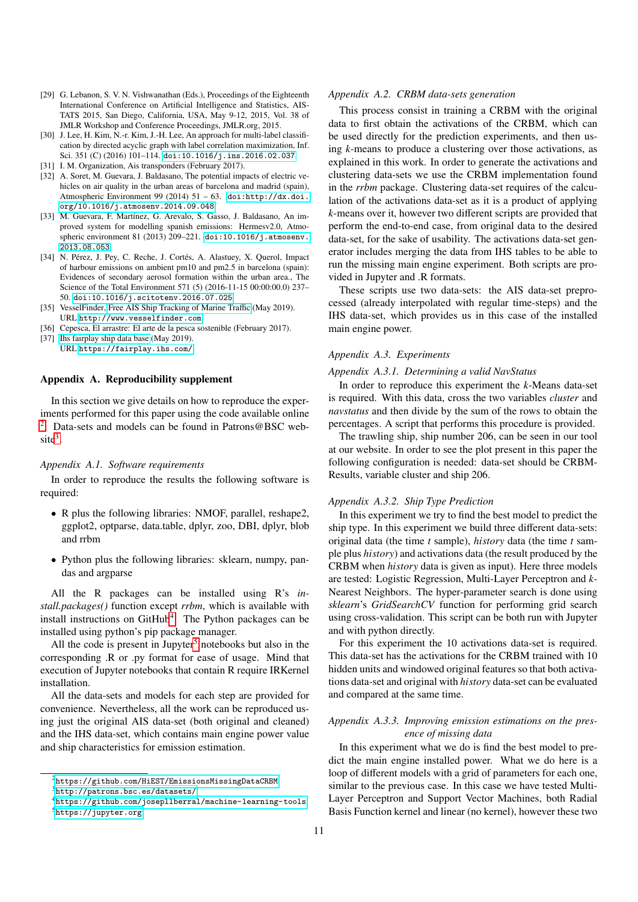[29] G. Lebanon, S. V. N. Vishwanathan (Eds.), Proceedings of the Eighteenth International Conference on Artificial Intelligence and Statistics, AISTATS 2015, San Diego, California, USA, May 9-12, 2015, Vol. 38 of JMLR Workshop and Conference Proceedings, JMLR.org, 2015.

[30] J. Lee, H. Kim, N.-r. Kim, J.-H. Lee, An approach for multi-label classification by directed acyclic graph with label correlation maximization, Inf. Sci. 351 (C) (2016) 101–114. doi:10.1016/j.ins.2016.02.037.

[31] I. M. Organization, Ais transponders (February 2017).

[32] A. Soret, M. Guevara, J. Baldasano, The potential impacts of electric vehicles on air quality in the urban areas of barcelona and madrid (spain), Atmospheric Environment 99 (2014) 51 – 63. doi:http://dx.doi.org/10.1016/j.atmosenv.2014.09.048.

[33] M. Guevara, F. Martínez, G. Arevalo, S. Gasso, J. Baldasano, An improved system for modelling spanish emissions: Hermesv2.0, Atmospheric environment 81 (2013) 209–221. doi:10.1016/j.atmosenv.2013.08.053.

[34] N. Pérez, J. Pey, C. Reche, J. Cortés, A. Alastuey, X. Querol, Impact of harbour emissions on ambient pm10 and pm2.5 in barcelona (spain): Evidences of secondary aerosol formation within the urban area., The Science of the Total Environment 571 (5) (2016-11-15 00:00:00.0) 237–50. doi:10.1016/j.scitotenv.2016.07.025.

[35] VesselFinder, Free AIS Ship Tracking of Marine Traffic (May 2019). URL http://www.vesselfinder.com

[36] Cepesca, El arrastre: El arte de la pesca sostenible (February 2017).

[37] Ihs fairplay ship data base (May 2019). URL https://fairplay.ihs.com/

## Appendix A. Reproducibility supplement

In this section we give details on how to reproduce the experiments performed for this paper using the code available online [2]. Data-sets and models can be found in Patrons@BSC website[3].

### Appendix A.1. Software requirements

In order to reproduce the results the following software is required:

- R plus the following libraries: NMOF, parallel, reshape2, ggplot2, optparse, data.table, dplyr, zoo, DBI, dplyr, blob and rrbm
- Python plus the following libraries: sklearn, numpy, pandas and argparse

All the R packages can be installed using R's *install.packages()* function except *rrbm*, which is available with install instructions on GitHub[4]. The Python packages can be installed using python's pip package manager.

All the code is present in Jupyter[5] notebooks but also in the corresponding .R or .py format for ease of usage. Mind that execution of Jupyter notebooks that contain R require IRKernel installation.

All the data-sets and models for each step are provided for convenience. Nevertheless, all the work can be reproduced using just the original AIS data-set (both original and cleaned) and the IHS data-set, which contains main engine power value and ship characteristics for emission estimation.

[2] https://github.com/HiEST/EmissionsMissingDataCRBM
[3] http://patrons.bsc.es/datasets/
[4] https://github.com/josepllberral/machine-learning-tools
[5] https://jupyter.org

### Appendix A.2. CRBM data-sets generation

This process consist in training a CRBM with the original data to first obtain the activations of the CRBM, which can be used directly for the prediction experiments, and then using $k$-means to produce a clustering over those activations, as explained in this work. In order to generate the activations and clustering data-sets we use the CRBM implementation found in the *rrbm* package. Clustering data-set requires of the calculation of the activations data-set as it is a product of applying $k$-means over it, however two different scripts are provided that perform the end-to-end case, from original data to the desired data-set, for the sake of usability. The activations data-set generator includes merging the data from IHS tables to be able to run the missing main engine experiment. Both scripts are provided in Jupyter and .R formats.

These scripts use two data-sets: the AIS data-set preprocessed (already interpolated with regular time-steps) and the IHS data-set, which provides us in this case of the installed main engine power.

### Appendix A.3. Experiments

#### Appendix A.3.1. Determining a valid NavStatus

In order to reproduce this experiment the $k$-Means data-set is required. With this data, cross the two variables *cluster* and *navstatus* and then divide by the sum of the rows to obtain the percentages. A script that performs this procedure is provided.

The trawling ship, ship number 206, can be seen in our tool at our website. In order to see the plot present in this paper the following configuration is needed: data-set should be CRBM-Results, variable cluster and ship 206.

#### Appendix A.3.2. Ship Type Prediction

In this experiment we try to find the best model to predict the ship type. In this experiment we build three different data-sets: original data (the time $t$ sample), *history* data (the time $t$ sample plus *history*) and activations data (the result produced by the CRBM when *history* data is given as input). Here three models are tested: Logistic Regression, Multi-Layer Perceptron and $k$-Nearest Neighbors. The hyper-parameter search is done using *sklearn*'s *GridSearchCV* function for performing grid search using cross-validation. This script can be both run with Jupyter and with python directly.

For this experiment the 10 activations data-set is required. This data-set has the activations for the CRBM trained with 10 hidden units and windowed original features so that both activations data-set and original with *history* data-set can be evaluated and compared at the same time.

#### Appendix A.3.3. Improving emission estimations on the presence of missing data

In this experiment what we do is find the best model to predict the main engine installed power. What we do here is a loop of different models with a grid of parameters for each one, similar to the previous case. In this case we have tested Multi-Layer Perceptron and Support Vector Machines, both Radial Basis Function kernel and linear (no kernel), however these two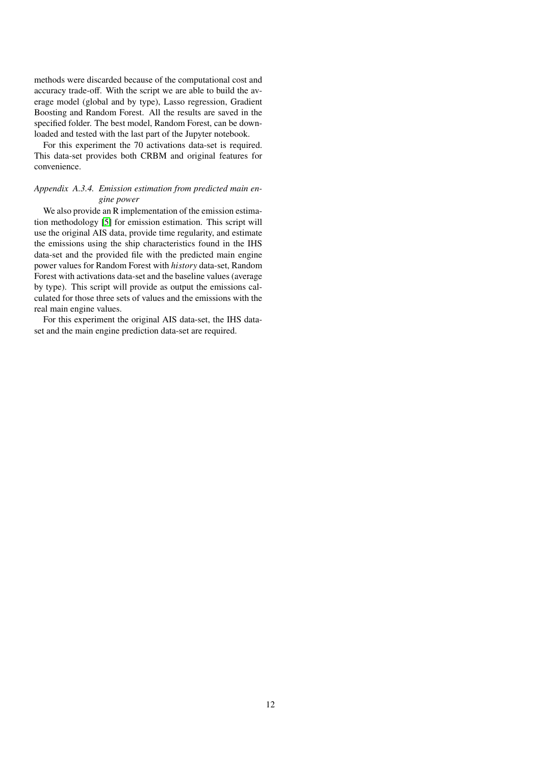methods were discarded because of the computational cost and accuracy trade-off. With the script we are able to build the average model (global and by type), Lasso regression, Gradient Boosting and Random Forest. All the results are saved in the specified folder. The best model, Random Forest, can be downloaded and tested with the last part of the Jupyter notebook.

For this experiment the 70 activations data-set is required. This data-set provides both CRBM and original features for convenience.

#### *Appendix A.3.4. Emission estimation from predicted main engine power*

We also provide an R implementation of the emission estimation methodology [5] for emission estimation. This script will use the original AIS data, provide time regularity, and estimate the emissions using the ship characteristics found in the IHS data-set and the provided file with the predicted main engine power values for Random Forest with *history* data-set, Random Forest with activations data-set and the baseline values (average by type). This script will provide as output the emissions calculated for those three sets of values and the emissions with the real main engine values.

For this experiment the original AIS data-set, the IHS data-set and the main engine prediction data-set are required.